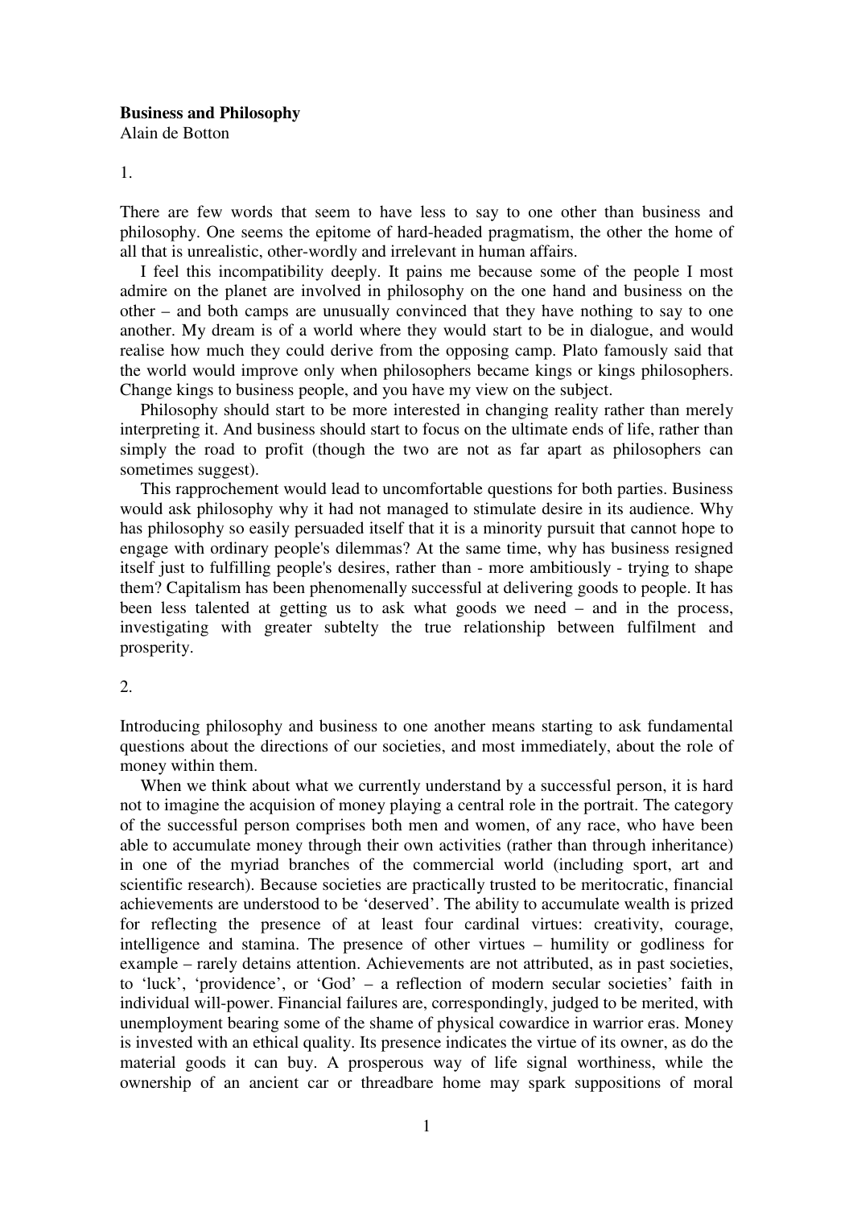**Business and Philosophy**
Alain de Botton

1.

There are few words that seem to have less to say to one other than business and philosophy. One seems the epitome of hard-headed pragmatism, the other the home of all that is unrealistic, other-wordly and irrelevant in human affairs.

I feel this incompatibility deeply. It pains me because some of the people I most admire on the planet are involved in philosophy on the one hand and business on the other – and both camps are unusually convinced that they have nothing to say to one another. My dream is of a world where they would start to be in dialogue, and would realise how much they could derive from the opposing camp. Plato famously said that the world would improve only when philosophers became kings or kings philosophers. Change kings to business people, and you have my view on the subject.

Philosophy should start to be more interested in changing reality rather than merely interpreting it. And business should start to focus on the ultimate ends of life, rather than simply the road to profit (though the two are not as far apart as philosophers can sometimes suggest).

This rapprochement would lead to uncomfortable questions for both parties. Business would ask philosophy why it had not managed to stimulate desire in its audience. Why has philosophy so easily persuaded itself that it is a minority pursuit that cannot hope to engage with ordinary people's dilemmas? At the same time, why has business resigned itself just to fulfilling people's desires, rather than - more ambitiously - trying to shape them? Capitalism has been phenomenally successful at delivering goods to people. It has been less talented at getting us to ask what goods we need – and in the process, investigating with greater subtelty the true relationship between fulfilment and prosperity.

2.

Introducing philosophy and business to one another means starting to ask fundamental questions about the directions of our societies, and most immediately, about the role of money within them.

When we think about what we currently understand by a successful person, it is hard not to imagine the acquision of money playing a central role in the portrait. The category of the successful person comprises both men and women, of any race, who have been able to accumulate money through their own activities (rather than through inheritance) in one of the myriad branches of the commercial world (including sport, art and scientific research). Because societies are practically trusted to be meritocratic, financial achievements are understood to be 'deserved'. The ability to accumulate wealth is prized for reflecting the presence of at least four cardinal virtues: creativity, courage, intelligence and stamina. The presence of other virtues – humility or godliness for example – rarely detains attention. Achievements are not attributed, as in past societies, to 'luck', 'providence', or 'God' – a reflection of modern secular societies' faith in individual will-power. Financial failures are, correspondingly, judged to be merited, with unemployment bearing some of the shame of physical cowardice in warrior eras. Money is invested with an ethical quality. Its presence indicates the virtue of its owner, as do the material goods it can buy. A prosperous way of life signal worthiness, while the ownership of an ancient car or threadbare home may spark suppositions of moral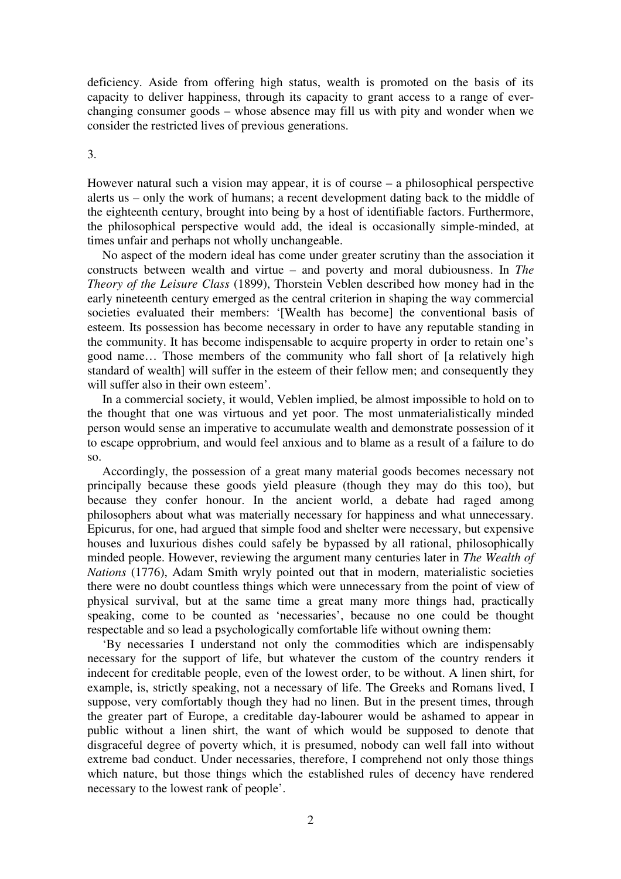deficiency. Aside from offering high status, wealth is promoted on the basis of its capacity to deliver happiness, through its capacity to grant access to a range of ever-changing consumer goods – whose absence may fill us with pity and wonder when we consider the restricted lives of previous generations.

3.

However natural such a vision may appear, it is of course – a philosophical perspective alerts us – only the work of humans; a recent development dating back to the middle of the eighteenth century, brought into being by a host of identifiable factors. Furthermore, the philosophical perspective would add, the ideal is occasionally simple-minded, at times unfair and perhaps not wholly unchangeable.

No aspect of the modern ideal has come under greater scrutiny than the association it constructs between wealth and virtue – and poverty and moral dubiousness. In *The Theory of the Leisure Class* (1899), Thorstein Veblen described how money had in the early nineteenth century emerged as the central criterion in shaping the way commercial societies evaluated their members: '[Wealth has become] the conventional basis of esteem. Its possession has become necessary in order to have any reputable standing in the community. It has become indispensable to acquire property in order to retain one's good name… Those members of the community who fall short of [a relatively high standard of wealth] will suffer in the esteem of their fellow men; and consequently they will suffer also in their own esteem'.

In a commercial society, it would, Veblen implied, be almost impossible to hold on to the thought that one was virtuous and yet poor. The most unmaterialistically minded person would sense an imperative to accumulate wealth and demonstrate possession of it to escape opprobrium, and would feel anxious and to blame as a result of a failure to do so.

Accordingly, the possession of a great many material goods becomes necessary not principally because these goods yield pleasure (though they may do this too), but because they confer honour. In the ancient world, a debate had raged among philosophers about what was materially necessary for happiness and what unnecessary. Epicurus, for one, had argued that simple food and shelter were necessary, but expensive houses and luxurious dishes could safely be bypassed by all rational, philosophically minded people. However, reviewing the argument many centuries later in *The Wealth of Nations* (1776), Adam Smith wryly pointed out that in modern, materialistic societies there were no doubt countless things which were unnecessary from the point of view of physical survival, but at the same time a great many more things had, practically speaking, come to be counted as 'necessaries', because no one could be thought respectable and so lead a psychologically comfortable life without owning them:

'By necessaries I understand not only the commodities which are indispensably necessary for the support of life, but whatever the custom of the country renders it indecent for creditable people, even of the lowest order, to be without. A linen shirt, for example, is, strictly speaking, not a necessary of life. The Greeks and Romans lived, I suppose, very comfortably though they had no linen. But in the present times, through the greater part of Europe, a creditable day-labourer would be ashamed to appear in public without a linen shirt, the want of which would be supposed to denote that disgraceful degree of poverty which, it is presumed, nobody can well fall into without extreme bad conduct. Under necessaries, therefore, I comprehend not only those things which nature, but those things which the established rules of decency have rendered necessary to the lowest rank of people'.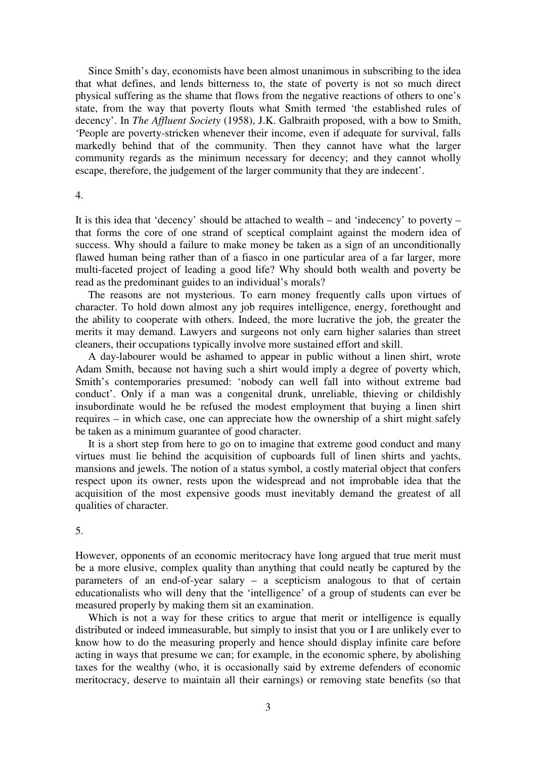Since Smith's day, economists have been almost unanimous in subscribing to the idea that what defines, and lends bitterness to, the state of poverty is not so much direct physical suffering as the shame that flows from the negative reactions of others to one's state, from the way that poverty flouts what Smith termed 'the established rules of decency'. In *The Affluent Society* (1958), J.K. Galbraith proposed, with a bow to Smith, 'People are poverty-stricken whenever their income, even if adequate for survival, falls markedly behind that of the community. Then they cannot have what the larger community regards as the minimum necessary for decency; and they cannot wholly escape, therefore, the judgement of the larger community that they are indecent'.

4.

It is this idea that 'decency' should be attached to wealth – and 'indecency' to poverty – that forms the core of one strand of sceptical complaint against the modern idea of success. Why should a failure to make money be taken as a sign of an unconditionally flawed human being rather than of a fiasco in one particular area of a far larger, more multi-faceted project of leading a good life? Why should both wealth and poverty be read as the predominant guides to an individual's morals?

The reasons are not mysterious. To earn money frequently calls upon virtues of character. To hold down almost any job requires intelligence, energy, forethought and the ability to cooperate with others. Indeed, the more lucrative the job, the greater the merits it may demand. Lawyers and surgeons not only earn higher salaries than street cleaners, their occupations typically involve more sustained effort and skill.

A day-labourer would be ashamed to appear in public without a linen shirt, wrote Adam Smith, because not having such a shirt would imply a degree of poverty which, Smith's contemporaries presumed: 'nobody can well fall into without extreme bad conduct'. Only if a man was a congenital drunk, unreliable, thieving or childishly insubordinate would he be refused the modest employment that buying a linen shirt requires – in which case, one can appreciate how the ownership of a shirt might safely be taken as a minimum guarantee of good character.

It is a short step from here to go on to imagine that extreme good conduct and many virtues must lie behind the acquisition of cupboards full of linen shirts and yachts, mansions and jewels. The notion of a status symbol, a costly material object that confers respect upon its owner, rests upon the widespread and not improbable idea that the acquisition of the most expensive goods must inevitably demand the greatest of all qualities of character.

5.

However, opponents of an economic meritocracy have long argued that true merit must be a more elusive, complex quality than anything that could neatly be captured by the parameters of an end-of-year salary – a scepticism analogous to that of certain educationalists who will deny that the 'intelligence' of a group of students can ever be measured properly by making them sit an examination.

Which is not a way for these critics to argue that merit or intelligence is equally distributed or indeed immeasurable, but simply to insist that you or I are unlikely ever to know how to do the measuring properly and hence should display infinite care before acting in ways that presume we can; for example, in the economic sphere, by abolishing taxes for the wealthy (who, it is occasionally said by extreme defenders of economic meritocracy, deserve to maintain all their earnings) or removing state benefits (so that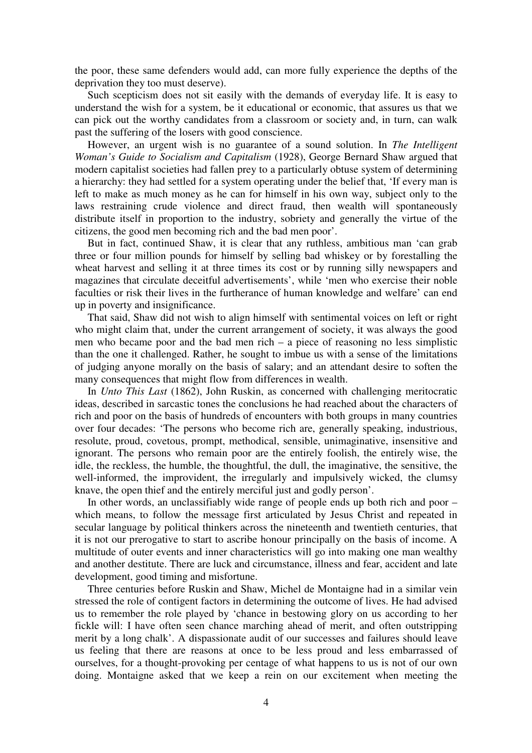the poor, these same defenders would add, can more fully experience the depths of the deprivation they too must deserve).

Such scepticism does not sit easily with the demands of everyday life. It is easy to understand the wish for a system, be it educational or economic, that assures us that we can pick out the worthy candidates from a classroom or society and, in turn, can walk past the suffering of the losers with good conscience.

However, an urgent wish is no guarantee of a sound solution. In *The Intelligent Woman's Guide to Socialism and Capitalism* (1928), George Bernard Shaw argued that modern capitalist societies had fallen prey to a particularly obtuse system of determining a hierarchy: they had settled for a system operating under the belief that, 'If every man is left to make as much money as he can for himself in his own way, subject only to the laws restraining crude violence and direct fraud, then wealth will spontaneously distribute itself in proportion to the industry, sobriety and generally the virtue of the citizens, the good men becoming rich and the bad men poor'.

But in fact, continued Shaw, it is clear that any ruthless, ambitious man 'can grab three or four million pounds for himself by selling bad whiskey or by forestalling the wheat harvest and selling it at three times its cost or by running silly newspapers and magazines that circulate deceitful advertisements', while 'men who exercise their noble faculties or risk their lives in the furtherance of human knowledge and welfare' can end up in poverty and insignificance.

That said, Shaw did not wish to align himself with sentimental voices on left or right who might claim that, under the current arrangement of society, it was always the good men who became poor and the bad men rich – a piece of reasoning no less simplistic than the one it challenged. Rather, he sought to imbue us with a sense of the limitations of judging anyone morally on the basis of salary; and an attendant desire to soften the many consequences that might flow from differences in wealth.

In *Unto This Last* (1862), John Ruskin, as concerned with challenging meritocratic ideas, described in sarcastic tones the conclusions he had reached about the characters of rich and poor on the basis of hundreds of encounters with both groups in many countries over four decades: 'The persons who become rich are, generally speaking, industrious, resolute, proud, covetous, prompt, methodical, sensible, unimaginative, insensitive and ignorant. The persons who remain poor are the entirely foolish, the entirely wise, the idle, the reckless, the humble, the thoughtful, the dull, the imaginative, the sensitive, the well-informed, the improvident, the irregularly and impulsively wicked, the clumsy knave, the open thief and the entirely merciful just and godly person'.

In other words, an unclassifiably wide range of people ends up both rich and poor – which means, to follow the message first articulated by Jesus Christ and repeated in secular language by political thinkers across the nineteenth and twentieth centuries, that it is not our prerogative to start to ascribe honour principally on the basis of income. A multitude of outer events and inner characteristics will go into making one man wealthy and another destitute. There are luck and circumstance, illness and fear, accident and late development, good timing and misfortune.

Three centuries before Ruskin and Shaw, Michel de Montaigne had in a similar vein stressed the role of contigent factors in determining the outcome of lives. He had advised us to remember the role played by 'chance in bestowing glory on us according to her fickle will: I have often seen chance marching ahead of merit, and often outstripping merit by a long chalk'. A dispassionate audit of our successes and failures should leave us feeling that there are reasons at once to be less proud and less embarrassed of ourselves, for a thought-provoking per centage of what happens to us is not of our own doing. Montaigne asked that we keep a rein on our excitement when meeting the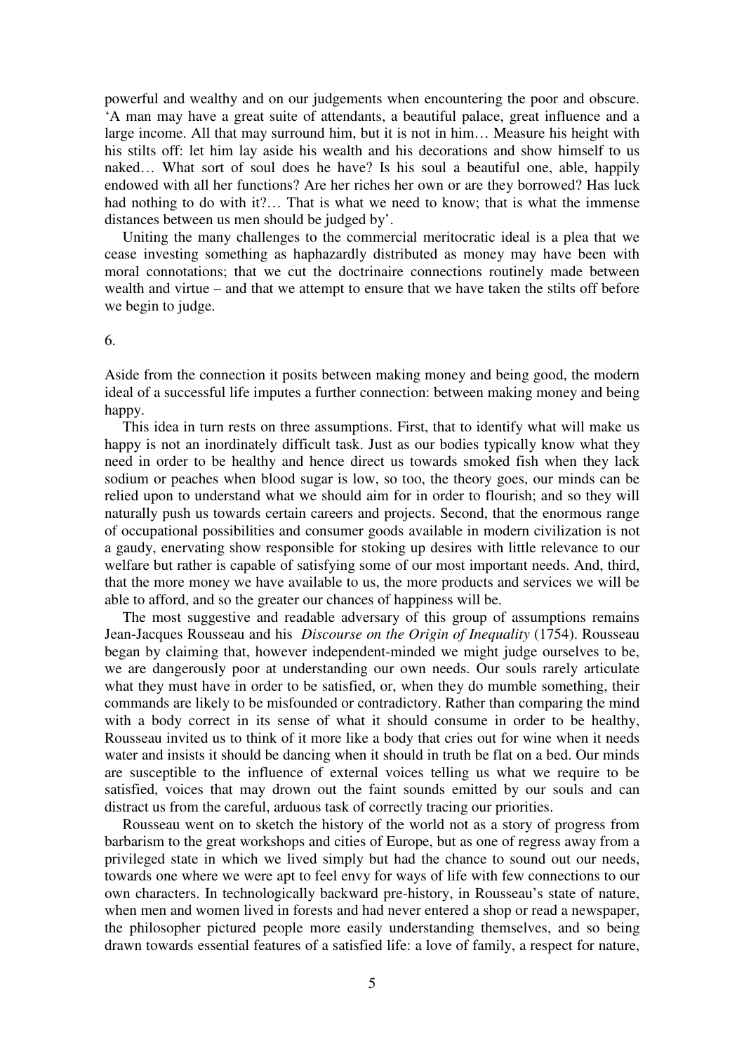powerful and wealthy and on our judgements when encountering the poor and obscure. 'A man may have a great suite of attendants, a beautiful palace, great influence and a large income. All that may surround him, but it is not in him… Measure his height with his stilts off: let him lay aside his wealth and his decorations and show himself to us naked… What sort of soul does he have? Is his soul a beautiful one, able, happily endowed with all her functions? Are her riches her own or are they borrowed? Has luck had nothing to do with it?… That is what we need to know; that is what the immense distances between us men should be judged by'.

Uniting the many challenges to the commercial meritocratic ideal is a plea that we cease investing something as haphazardly distributed as money may have been with moral connotations; that we cut the doctrinaire connections routinely made between wealth and virtue – and that we attempt to ensure that we have taken the stilts off before we begin to judge.

6.

Aside from the connection it posits between making money and being good, the modern ideal of a successful life imputes a further connection: between making money and being happy.

This idea in turn rests on three assumptions. First, that to identify what will make us happy is not an inordinately difficult task. Just as our bodies typically know what they need in order to be healthy and hence direct us towards smoked fish when they lack sodium or peaches when blood sugar is low, so too, the theory goes, our minds can be relied upon to understand what we should aim for in order to flourish; and so they will naturally push us towards certain careers and projects. Second, that the enormous range of occupational possibilities and consumer goods available in modern civilization is not a gaudy, enervating show responsible for stoking up desires with little relevance to our welfare but rather is capable of satisfying some of our most important needs. And, third, that the more money we have available to us, the more products and services we will be able to afford, and so the greater our chances of happiness will be.

The most suggestive and readable adversary of this group of assumptions remains Jean-Jacques Rousseau and his *Discourse on the Origin of Inequality* (1754). Rousseau began by claiming that, however independent-minded we might judge ourselves to be, we are dangerously poor at understanding our own needs. Our souls rarely articulate what they must have in order to be satisfied, or, when they do mumble something, their commands are likely to be misfounded or contradictory. Rather than comparing the mind with a body correct in its sense of what it should consume in order to be healthy, Rousseau invited us to think of it more like a body that cries out for wine when it needs water and insists it should be dancing when it should in truth be flat on a bed. Our minds are susceptible to the influence of external voices telling us what we require to be satisfied, voices that may drown out the faint sounds emitted by our souls and can distract us from the careful, arduous task of correctly tracing our priorities.

Rousseau went on to sketch the history of the world not as a story of progress from barbarism to the great workshops and cities of Europe, but as one of regress away from a privileged state in which we lived simply but had the chance to sound out our needs, towards one where we were apt to feel envy for ways of life with few connections to our own characters. In technologically backward pre-history, in Rousseau's state of nature, when men and women lived in forests and had never entered a shop or read a newspaper, the philosopher pictured people more easily understanding themselves, and so being drawn towards essential features of a satisfied life: a love of family, a respect for nature,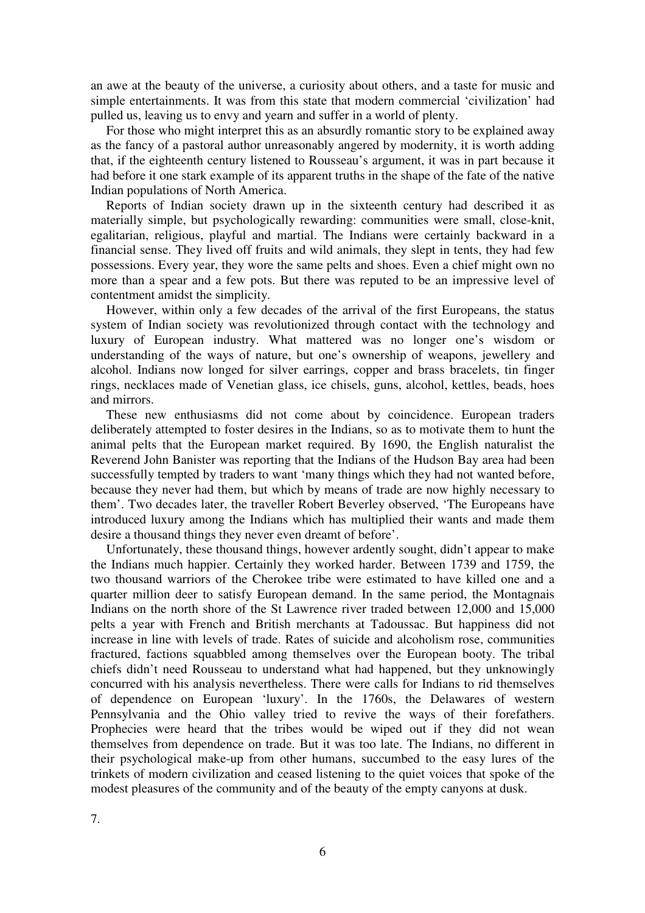an awe at the beauty of the universe, a curiosity about others, and a taste for music and simple entertainments. It was from this state that modern commercial 'civilization' had pulled us, leaving us to envy and yearn and suffer in a world of plenty.

For those who might interpret this as an absurdly romantic story to be explained away as the fancy of a pastoral author unreasonably angered by modernity, it is worth adding that, if the eighteenth century listened to Rousseau's argument, it was in part because it had before it one stark example of its apparent truths in the shape of the fate of the native Indian populations of North America.

Reports of Indian society drawn up in the sixteenth century had described it as materially simple, but psychologically rewarding: communities were small, close-knit, egalitarian, religious, playful and martial. The Indians were certainly backward in a financial sense. They lived off fruits and wild animals, they slept in tents, they had few possessions. Every year, they wore the same pelts and shoes. Even a chief might own no more than a spear and a few pots. But there was reputed to be an impressive level of contentment amidst the simplicity.

However, within only a few decades of the arrival of the first Europeans, the status system of Indian society was revolutionized through contact with the technology and luxury of European industry. What mattered was no longer one's wisdom or understanding of the ways of nature, but one's ownership of weapons, jewellery and alcohol. Indians now longed for silver earrings, copper and brass bracelets, tin finger rings, necklaces made of Venetian glass, ice chisels, guns, alcohol, kettles, beads, hoes and mirrors.

These new enthusiasms did not come about by coincidence. European traders deliberately attempted to foster desires in the Indians, so as to motivate them to hunt the animal pelts that the European market required. By 1690, the English naturalist the Reverend John Banister was reporting that the Indians of the Hudson Bay area had been successfully tempted by traders to want 'many things which they had not wanted before, because they never had them, but which by means of trade are now highly necessary to them'. Two decades later, the traveller Robert Beverley observed, 'The Europeans have introduced luxury among the Indians which has multiplied their wants and made them desire a thousand things they never even dreamt of before'.

Unfortunately, these thousand things, however ardently sought, didn't appear to make the Indians much happier. Certainly they worked harder. Between 1739 and 1759, the two thousand warriors of the Cherokee tribe were estimated to have killed one and a quarter million deer to satisfy European demand. In the same period, the Montagnais Indians on the north shore of the St Lawrence river traded between 12,000 and 15,000 pelts a year with French and British merchants at Tadoussac. But happiness did not increase in line with levels of trade. Rates of suicide and alcoholism rose, communities fractured, factions squabbled among themselves over the European booty. The tribal chiefs didn't need Rousseau to understand what had happened, but they unknowingly concurred with his analysis nevertheless. There were calls for Indians to rid themselves of dependence on European 'luxury'. In the 1760s, the Delawares of western Pennsylvania and the Ohio valley tried to revive the ways of their forefathers. Prophecies were heard that the tribes would be wiped out if they did not wean themselves from dependence on trade. But it was too late. The Indians, no different in their psychological make-up from other humans, succumbed to the easy lures of the trinkets of modern civilization and ceased listening to the quiet voices that spoke of the modest pleasures of the community and of the beauty of the empty canyons at dusk.

7.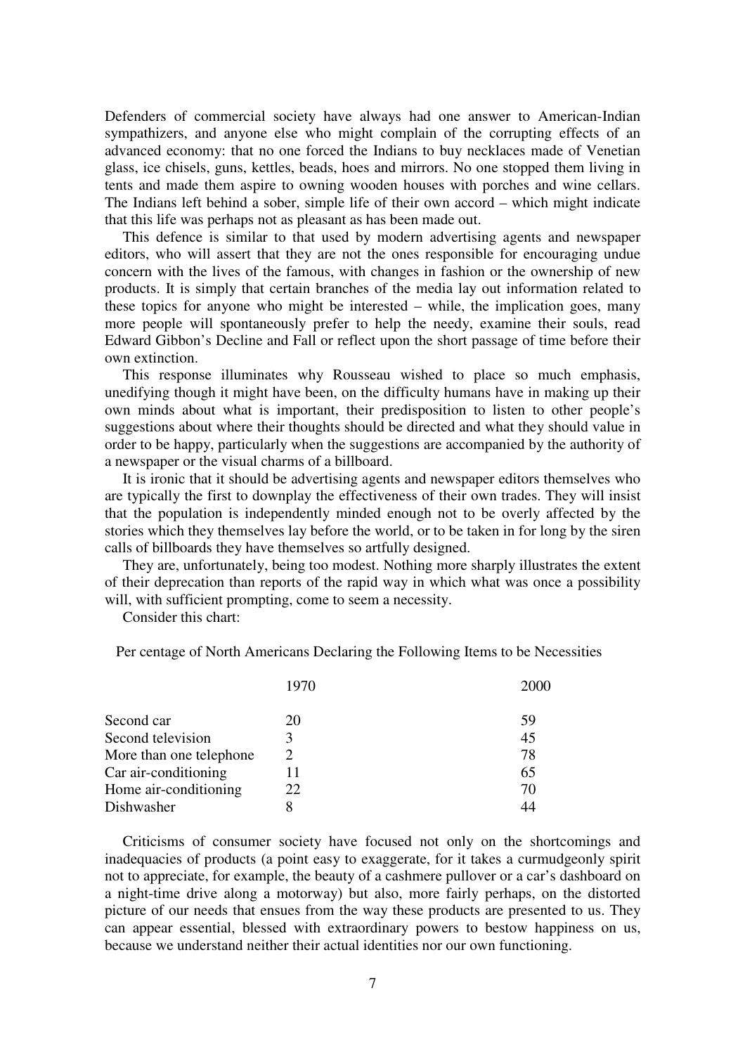Defenders of commercial society have always had one answer to American-Indian sympathizers, and anyone else who might complain of the corrupting effects of an advanced economy: that no one forced the Indians to buy necklaces made of Venetian glass, ice chisels, guns, kettles, beads, hoes and mirrors. No one stopped them living in tents and made them aspire to owning wooden houses with porches and wine cellars. The Indians left behind a sober, simple life of their own accord – which might indicate that this life was perhaps not as pleasant as has been made out.

This defence is similar to that used by modern advertising agents and newspaper editors, who will assert that they are not the ones responsible for encouraging undue concern with the lives of the famous, with changes in fashion or the ownership of new products. It is simply that certain branches of the media lay out information related to these topics for anyone who might be interested – while, the implication goes, many more people will spontaneously prefer to help the needy, examine their souls, read Edward Gibbon's Decline and Fall or reflect upon the short passage of time before their own extinction.

This response illuminates why Rousseau wished to place so much emphasis, unedifying though it might have been, on the difficulty humans have in making up their own minds about what is important, their predisposition to listen to other people's suggestions about where their thoughts should be directed and what they should value in order to be happy, particularly when the suggestions are accompanied by the authority of a newspaper or the visual charms of a billboard.

It is ironic that it should be advertising agents and newspaper editors themselves who are typically the first to downplay the effectiveness of their own trades. They will insist that the population is independently minded enough not to be overly affected by the stories which they themselves lay before the world, or to be taken in for long by the siren calls of billboards they have themselves so artfully designed.

They are, unfortunately, being too modest. Nothing more sharply illustrates the extent of their deprecation than reports of the rapid way in which what was once a possibility will, with sufficient prompting, come to seem a necessity.

Consider this chart:

Per centage of North Americans Declaring the Following Items to be Necessities

| | 1970 | 2000 |
|---|---|---|
| Second car | 20 | 59 |
| Second television | 3 | 45 |
| More than one telephone | 2 | 78 |
| Car air-conditioning | 11 | 65 |
| Home air-conditioning | 22 | 70 |
| Dishwasher | 8 | 44 |

Criticisms of consumer society have focused not only on the shortcomings and inadequacies of products (a point easy to exaggerate, for it takes a curmudgeonly spirit not to appreciate, for example, the beauty of a cashmere pullover or a car's dashboard on a night-time drive along a motorway) but also, more fairly perhaps, on the distorted picture of our needs that ensues from the way these products are presented to us. They can appear essential, blessed with extraordinary powers to bestow happiness on us, because we understand neither their actual identities nor our own functioning.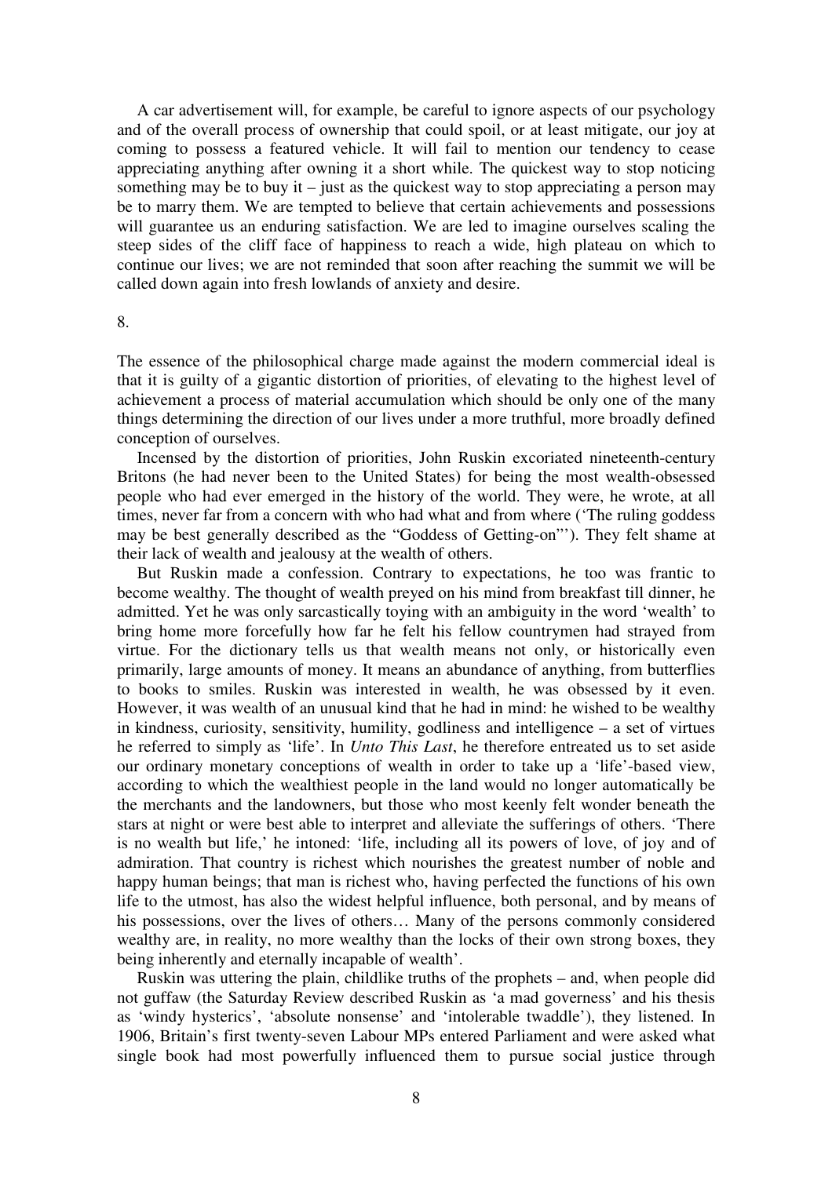A car advertisement will, for example, be careful to ignore aspects of our psychology and of the overall process of ownership that could spoil, or at least mitigate, our joy at coming to possess a featured vehicle. It will fail to mention our tendency to cease appreciating anything after owning it a short while. The quickest way to stop noticing something may be to buy it – just as the quickest way to stop appreciating a person may be to marry them. We are tempted to believe that certain achievements and possessions will guarantee us an enduring satisfaction. We are led to imagine ourselves scaling the steep sides of the cliff face of happiness to reach a wide, high plateau on which to continue our lives; we are not reminded that soon after reaching the summit we will be called down again into fresh lowlands of anxiety and desire.

## 8.

The essence of the philosophical charge made against the modern commercial ideal is that it is guilty of a gigantic distortion of priorities, of elevating to the highest level of achievement a process of material accumulation which should be only one of the many things determining the direction of our lives under a more truthful, more broadly defined conception of ourselves.

Incensed by the distortion of priorities, John Ruskin excoriated nineteenth-century Britons (he had never been to the United States) for being the most wealth-obsessed people who had ever emerged in the history of the world. They were, he wrote, at all times, never far from a concern with who had what and from where ('The ruling goddess may be best generally described as the "Goddess of Getting-on"'). They felt shame at their lack of wealth and jealousy at the wealth of others.

But Ruskin made a confession. Contrary to expectations, he too was frantic to become wealthy. The thought of wealth preyed on his mind from breakfast till dinner, he admitted. Yet he was only sarcastically toying with an ambiguity in the word 'wealth' to bring home more forcefully how far he felt his fellow countrymen had strayed from virtue. For the dictionary tells us that wealth means not only, or historically even primarily, large amounts of money. It means an abundance of anything, from butterflies to books to smiles. Ruskin was interested in wealth, he was obsessed by it even. However, it was wealth of an unusual kind that he had in mind: he wished to be wealthy in kindness, curiosity, sensitivity, humility, godliness and intelligence – a set of virtues he referred to simply as 'life'. In *Unto This Last*, he therefore entreated us to set aside our ordinary monetary conceptions of wealth in order to take up a 'life'-based view, according to which the wealthiest people in the land would no longer automatically be the merchants and the landowners, but those who most keenly felt wonder beneath the stars at night or were best able to interpret and alleviate the sufferings of others. 'There is no wealth but life,' he intoned: 'life, including all its powers of love, of joy and of admiration. That country is richest which nourishes the greatest number of noble and happy human beings; that man is richest who, having perfected the functions of his own life to the utmost, has also the widest helpful influence, both personal, and by means of his possessions, over the lives of others… Many of the persons commonly considered wealthy are, in reality, no more wealthy than the locks of their own strong boxes, they being inherently and eternally incapable of wealth'.

Ruskin was uttering the plain, childlike truths of the prophets – and, when people did not guffaw (the Saturday Review described Ruskin as 'a mad governess' and his thesis as 'windy hysterics', 'absolute nonsense' and 'intolerable twaddle'), they listened. In 1906, Britain's first twenty-seven Labour MPs entered Parliament and were asked what single book had most powerfully influenced them to pursue social justice through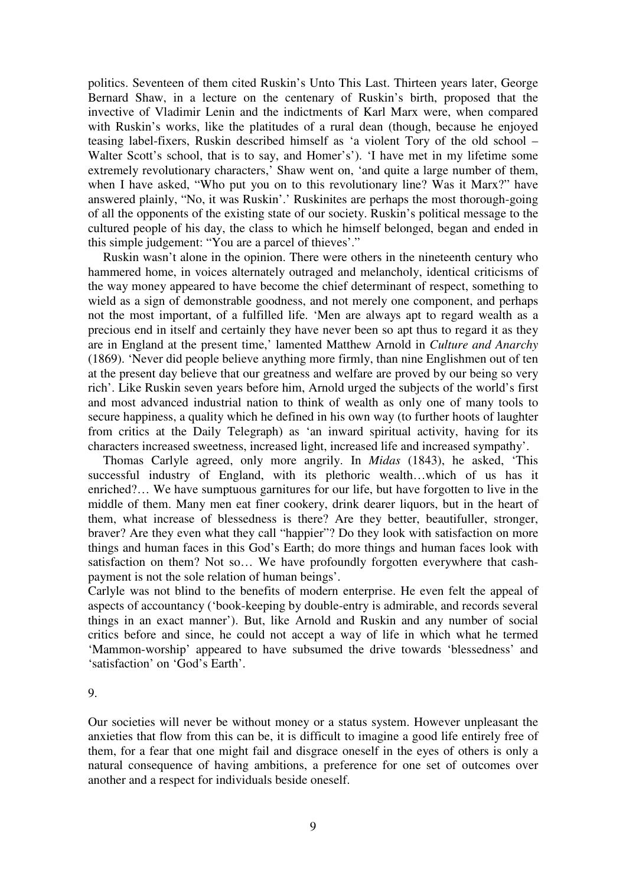politics. Seventeen of them cited Ruskin's Unto This Last. Thirteen years later, George Bernard Shaw, in a lecture on the centenary of Ruskin's birth, proposed that the invective of Vladimir Lenin and the indictments of Karl Marx were, when compared with Ruskin's works, like the platitudes of a rural dean (though, because he enjoyed teasing label-fixers, Ruskin described himself as 'a violent Tory of the old school – Walter Scott's school, that is to say, and Homer's'). 'I have met in my lifetime some extremely revolutionary characters,' Shaw went on, 'and quite a large number of them, when I have asked, "Who put you on to this revolutionary line? Was it Marx?" have answered plainly, "No, it was Ruskin".' Ruskinites are perhaps the most thorough-going of all the opponents of the existing state of our society. Ruskin's political message to the cultured people of his day, the class to which he himself belonged, began and ended in this simple judgement: "You are a parcel of thieves'."

Ruskin wasn't alone in the opinion. There were others in the nineteenth century who hammered home, in voices alternately outraged and melancholy, identical criticisms of the way money appeared to have become the chief determinant of respect, something to wield as a sign of demonstrable goodness, and not merely one component, and perhaps not the most important, of a fulfilled life. 'Men are always apt to regard wealth as a precious end in itself and certainly they have never been so apt thus to regard it as they are in England at the present time,' lamented Matthew Arnold in *Culture and Anarchy* (1869). 'Never did people believe anything more firmly, than nine Englishmen out of ten at the present day believe that our greatness and welfare are proved by our being so very rich'. Like Ruskin seven years before him, Arnold urged the subjects of the world's first and most advanced industrial nation to think of wealth as only one of many tools to secure happiness, a quality which he defined in his own way (to further hoots of laughter from critics at the Daily Telegraph) as 'an inward spiritual activity, having for its characters increased sweetness, increased light, increased life and increased sympathy'.

Thomas Carlyle agreed, only more angrily. In *Midas* (1843), he asked, 'This successful industry of England, with its plethoric wealth…which of us has it enriched?… We have sumptuous garnitures for our life, but have forgotten to live in the middle of them. Many men eat finer cookery, drink dearer liquors, but in the heart of them, what increase of blessedness is there? Are they better, beautifuller, stronger, braver? Are they even what they call "happier"? Do they look with satisfaction on more things and human faces in this God's Earth; do more things and human faces look with satisfaction on them? Not so… We have profoundly forgotten everywhere that cash-payment is not the sole relation of human beings'.

Carlyle was not blind to the benefits of modern enterprise. He even felt the appeal of aspects of accountancy ('book-keeping by double-entry is admirable, and records several things in an exact manner'). But, like Arnold and Ruskin and any number of social critics before and since, he could not accept a way of life in which what he termed 'Mammon-worship' appeared to have subsumed the drive towards 'blessedness' and 'satisfaction' on 'God's Earth'.

9.

Our societies will never be without money or a status system. However unpleasant the anxieties that flow from this can be, it is difficult to imagine a good life entirely free of them, for a fear that one might fail and disgrace oneself in the eyes of others is only a natural consequence of having ambitions, a preference for one set of outcomes over another and a respect for individuals beside oneself.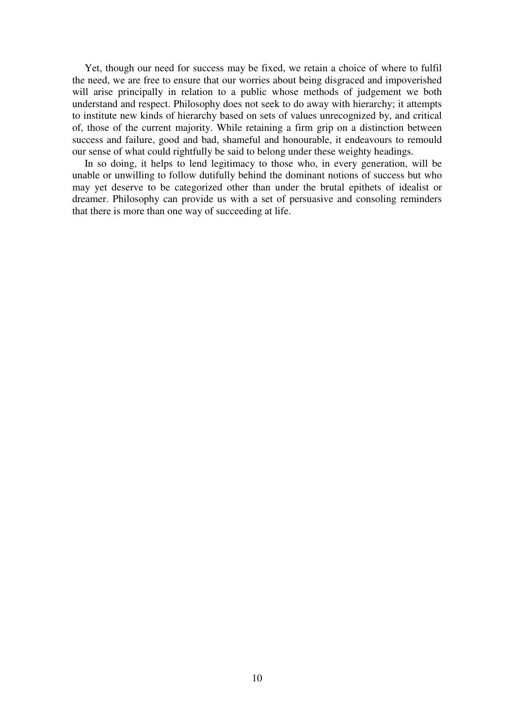Yet, though our need for success may be fixed, we retain a choice of where to fulfil the need, we are free to ensure that our worries about being disgraced and impoverished will arise principally in relation to a public whose methods of judgement we both understand and respect. Philosophy does not seek to do away with hierarchy; it attempts to institute new kinds of hierarchy based on sets of values unrecognized by, and critical of, those of the current majority. While retaining a firm grip on a distinction between success and failure, good and bad, shameful and honourable, it endeavours to remould our sense of what could rightfully be said to belong under these weighty headings.

In so doing, it helps to lend legitimacy to those who, in every generation, will be unable or unwilling to follow dutifully behind the dominant notions of success but who may yet deserve to be categorized other than under the brutal epithets of idealist or dreamer. Philosophy can provide us with a set of persuasive and consoling reminders that there is more than one way of succeeding at life.